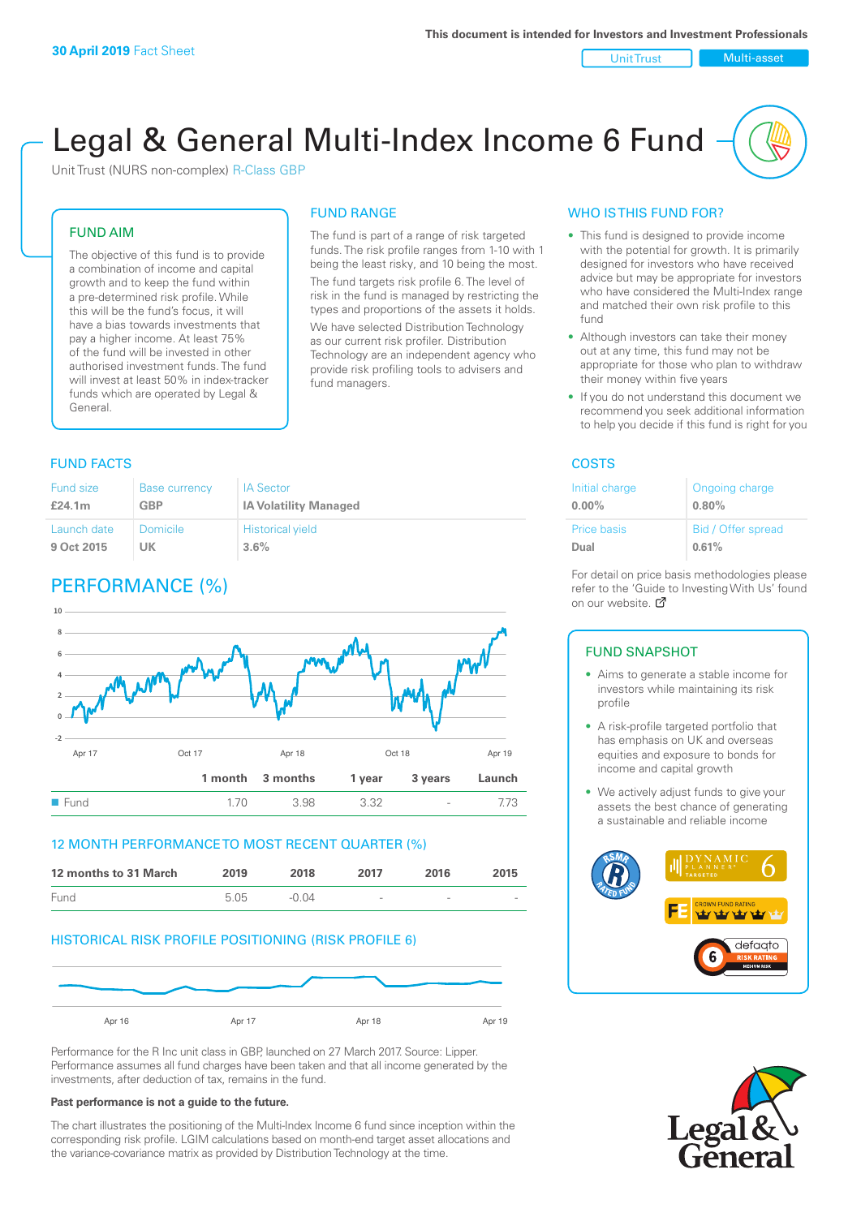**30 April 2019** Fact Sheet

This document is intended for Investors and Investment Professionals

Unit Trust | Multi-asset

# Legal & General Multi-Index Income 6 Fund

Unit Trust (NURS non-complex) R-Class GBP

## FUND AIM

The objective of this fund is to provide a combination of income and capital growth and to keep the fund within a pre-determined risk profile. While this will be the fund's focus, it will have a bias towards investments that pay a higher income. At least 75% of the fund will be invested in other authorised investment funds. The fund will invest at least 50% in index-tracker funds which are operated by Legal & General.

## FUND RANGE

The fund is part of a range of risk targeted funds. The risk profile ranges from 1-10 with 1 being the least risky, and 10 being the most.

The fund targets risk profile 6. The level of risk in the fund is managed by restricting the types and proportions of the assets it holds.

We have selected Distribution Technology as our current risk profiler. Distribution Technology are an independent agency who provide risk profiling tools to advisers and fund managers.

## WHO IS THIS FUND FOR?

- This fund is designed to provide income with the potential for growth. It is primarily designed for investors who have received advice but may be appropriate for investors who have considered the Multi-Index range and matched their own risk profile to this fund
- Although investors can take their money out at any time, this fund may not be appropriate for those who plan to withdraw their money within five years
- If you do not understand this document we recommend you seek additional information to help you decide if this fund is right for you

## FUND FACTS

| Fund size | Base currency | IA Sector |
|---|---|---|
| **£24.1m** | **GBP** | **IA Volatility Managed** |
| **Launch date** | **Domicile** | **Historical yield** |
| **9 Oct 2015** | **UK** | **3.6%** |

## COSTS

| Initial charge | Ongoing charge |
|---|---|
| **0.00%** | **0.80%** |
| **Price basis** | **Bid / Offer spread** |
| **Dual** | **0.61%** |

For detail on price basis methodologies please refer to the 'Guide to Investing With Us' found on our website.

## PERFORMANCE (%)

| | 1 month | 3 months | 1 year | 3 years | Launch |
|---|---|---|---|---|---|
| Fund | 1.70 | 3.98 | 3.32 | - | 7.73 |

## 12 MONTH PERFORMANCE TO MOST RECENT QUARTER (%)

| 12 months to 31 March | 2019 | 2018 | 2017 | 2016 | 2015 |
|---|---|---|---|---|---|
| Fund | 5.05 | -0.04 | - | - | - |

## HISTORICAL RISK PROFILE POSITIONING (RISK PROFILE 6)

Performance for the R Inc unit class in GBP, launched on 27 March 2017. Source: Lipper. Performance assumes all fund charges have been taken and that all income generated by the investments, after deduction of tax, remains in the fund.

**Past performance is not a guide to the future.**

The chart illustrates the positioning of the Multi-Index Income 6 fund since inception within the corresponding risk profile. LGIM calculations based on month-end target asset allocations and the variance-covariance matrix as provided by Distribution Technology at the time.

## FUND SNAPSHOT

- Aims to generate a stable income for investors while maintaining its risk profile
- A risk-profile targeted portfolio that has emphasis on UK and overseas equities and exposure to bonds for income and capital growth
- We actively adjust funds to give your assets the best chance of generating a sustainable and reliable income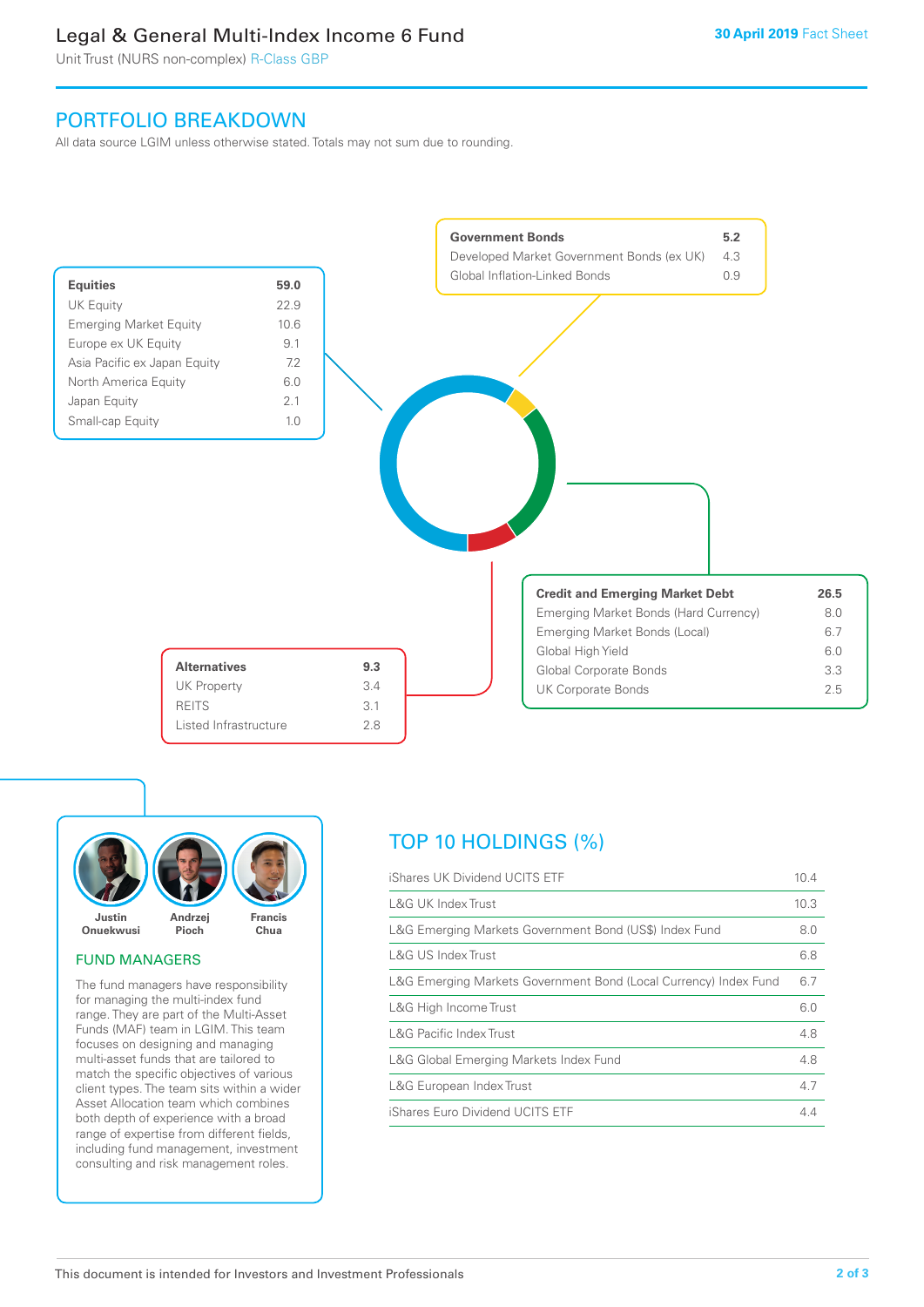# Legal & General Multi-Index Income 6 Fund

Unit Trust (NURS non-complex) R-Class GBP

**30 April 2019** Fact Sheet

## PORTFOLIO BREAKDOWN

All data source LGIM unless otherwise stated. Totals may not sum due to rounding.

| **Equities** | **59.0** |
|---|---|
| UK Equity | 22.9 |
| Emerging Market Equity | 10.6 |
| Europe ex UK Equity | 9.1 |
| Asia Pacific ex Japan Equity | 7.2 |
| North America Equity | 6.0 |
| Japan Equity | 2.1 |
| Small-cap Equity | 1.0 |

| **Government Bonds** | **5.2** |
|---|---|
| Developed Market Government Bonds (ex UK) | 4.3 |
| Global Inflation-Linked Bonds | 0.9 |

| **Credit and Emerging Market Debt** | **26.5** |
|---|---|
| Emerging Market Bonds (Hard Currency) | 8.0 |
| Emerging Market Bonds (Local) | 6.7 |
| Global High Yield | 6.0 |
| Global Corporate Bonds | 3.3 |
| UK Corporate Bonds | 2.5 |

| **Alternatives** | **9.3** |
|---|---|
| UK Property | 3.4 |
| REITS | 3.1 |
| Listed Infrastructure | 2.8 |

Justin Onuekwusi, Andrzej Pioch, Francis Chua

### FUND MANAGERS

The fund managers have responsibility for managing the multi-index fund range. They are part of the Multi-Asset Funds (MAF) team in LGIM. This team focuses on designing and managing multi-asset funds that are tailored to match the specific objectives of various client types. The team sits within a wider Asset Allocation team which combines both depth of experience with a broad range of expertise from different fields, including fund management, investment consulting and risk management roles.

## TOP 10 HOLDINGS (%)

| Holding | % |
|---|---|
| iShares UK Dividend UCITS ETF | 10.4 |
| L&G UK Index Trust | 10.3 |
| L&G Emerging Markets Government Bond (US$) Index Fund | 8.0 |
| L&G US Index Trust | 6.8 |
| L&G Emerging Markets Government Bond (Local Currency) Index Fund | 6.7 |
| L&G High Income Trust | 6.0 |
| L&G Pacific Index Trust | 4.8 |
| L&G Global Emerging Markets Index Fund | 4.8 |
| L&G European Index Trust | 4.7 |
| iShares Euro Dividend UCITS ETF | 4.4 |

This document is intended for Investors and Investment Professionals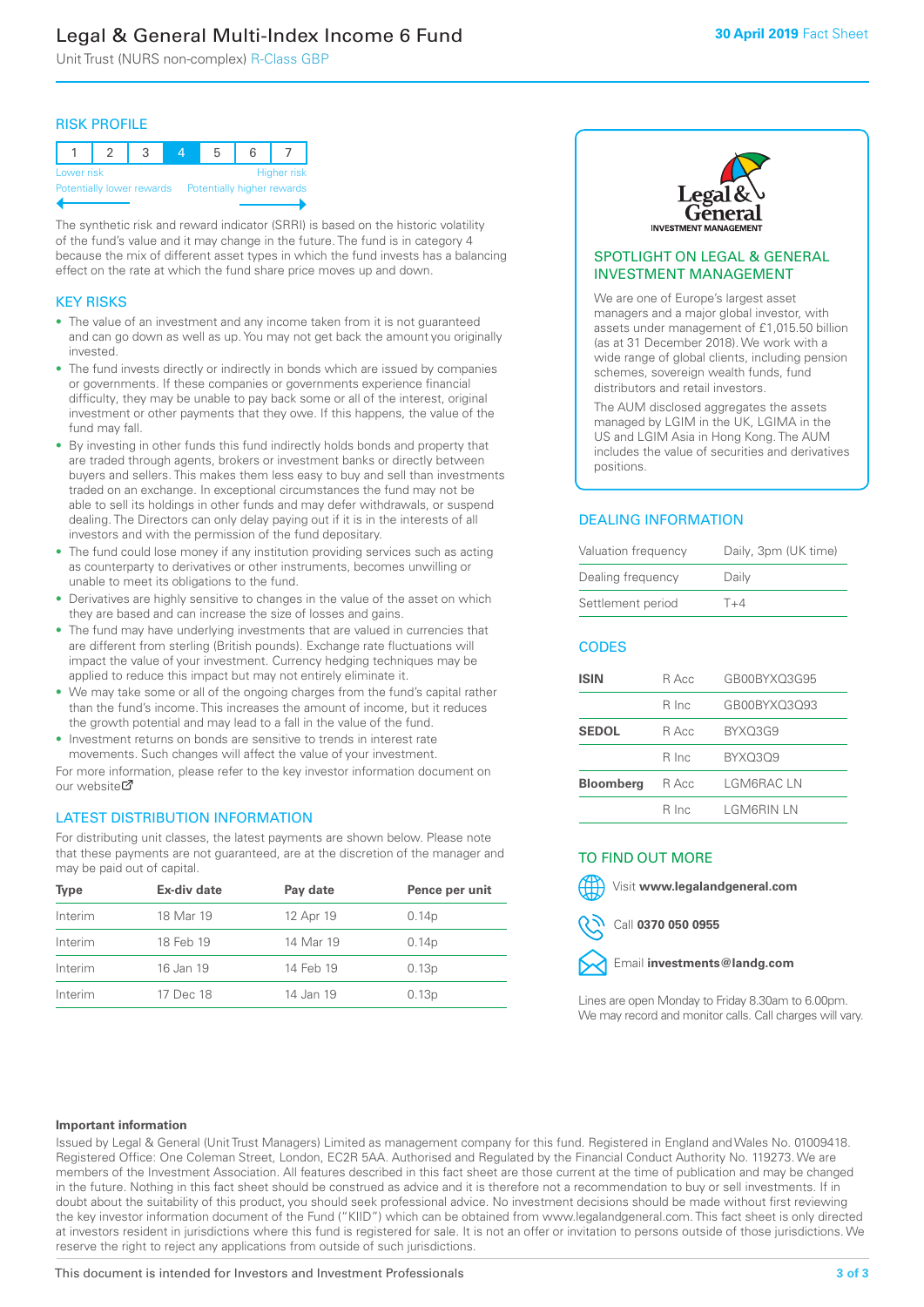# Legal & General Multi-Index Income 6 Fund

Unit Trust (NURS non-complex) R-Class GBP

**30 April 2019** Fact Sheet

## RISK PROFILE

| 1 | 2 | 3 | 4 | 5 | 6 | 7 |
|---|---|---|---|---|---|---|

Lower risk — Higher risk

Potentially lower rewards — Potentially higher rewards

The synthetic risk and reward indicator (SRRI) is based on the historic volatility of the fund's value and it may change in the future. The fund is in category 4 because the mix of different asset types in which the fund invests has a balancing effect on the rate at which the fund share price moves up and down.

## KEY RISKS

- The value of an investment and any income taken from it is not guaranteed and can go down as well as up. You may not get back the amount you originally invested.
- The fund invests directly or indirectly in bonds which are issued by companies or governments. If these companies or governments experience financial difficulty, they may be unable to pay back some or all of the interest, original investment or other payments that they owe. If this happens, the value of the fund may fall.
- By investing in other funds this fund indirectly holds bonds and property that are traded through agents, brokers or investment banks or directly between buyers and sellers. This makes them less easy to buy and sell than investments traded on an exchange. In exceptional circumstances the fund may not be able to sell its holdings in other funds and may defer withdrawals, or suspend dealing. The Directors can only delay paying out if it is in the interests of all investors and with the permission of the fund depositary.
- The fund could lose money if any institution providing services such as acting as counterparty to derivatives or other instruments, becomes unwilling or unable to meet its obligations to the fund.
- Derivatives are highly sensitive to changes in the value of the asset on which they are based and can increase the size of losses and gains.
- The fund may have underlying investments that are valued in currencies that are different from sterling (British pounds). Exchange rate fluctuations will impact the value of your investment. Currency hedging techniques may be applied to reduce this impact but may not entirely eliminate it.
- We may take some or all of the ongoing charges from the fund's capital rather than the fund's income. This increases the amount of income, but it reduces the growth potential and may lead to a fall in the value of the fund.
- Investment returns on bonds are sensitive to trends in interest rate movements. Such changes will affect the value of your investment.

For more information, please refer to the key investor information document on our website

## LATEST DISTRIBUTION INFORMATION

For distributing unit classes, the latest payments are shown below. Please note that these payments are not guaranteed, are at the discretion of the manager and may be paid out of capital.

| Type | Ex-div date | Pay date | Pence per unit |
|---|---|---|---|
| Interim | 18 Mar 19 | 12 Apr 19 | 0.14p |
| Interim | 18 Feb 19 | 14 Mar 19 | 0.14p |
| Interim | 16 Jan 19 | 14 Feb 19 | 0.13p |
| Interim | 17 Dec 18 | 14 Jan 19 | 0.13p |

## SPOTLIGHT ON LEGAL & GENERAL INVESTMENT MANAGEMENT

We are one of Europe's largest asset managers and a major global investor, with assets under management of £1,015.50 billion (as at 31 December 2018). We work with a wide range of global clients, including pension schemes, sovereign wealth funds, fund distributors and retail investors.

The AUM disclosed aggregates the assets managed by LGIM in the UK, LGIMA in the US and LGIM Asia in Hong Kong. The AUM includes the value of securities and derivatives positions.

## DEALING INFORMATION

| | |
|---|---|
| Valuation frequency | Daily, 3pm (UK time) |
| Dealing frequency | Daily |
| Settlement period | T+4 |

## CODES

| | | |
|---|---|---|
| **ISIN** | R Acc | GB00BYXQ3G95 |
| | R Inc | GB00BYXQ3Q93 |
| **SEDOL** | R Acc | BYXQ3G9 |
| | R Inc | BYXQ3Q9 |
| **Bloomberg** | R Acc | LGM6RAC LN |
| | R Inc | LGM6RIN LN |

## TO FIND OUT MORE

Visit **www.legalandgeneral.com**

Call **0370 050 0955**

Email **investments@landg.com**

Lines are open Monday to Friday 8.30am to 6.00pm. We may record and monitor calls. Call charges will vary.

**Important information**

Issued by Legal & General (Unit Trust Managers) Limited as management company for this fund. Registered in England and Wales No. 01009418. Registered Office: One Coleman Street, London, EC2R 5AA. Authorised and Regulated by the Financial Conduct Authority No. 119273. We are members of the Investment Association. All features described in this fact sheet are those current at the time of publication and may be changed in the future. Nothing in this fact sheet should be construed as advice and it is therefore not a recommendation to buy or sell investments. If in doubt about the suitability of this product, you should seek professional advice. No investment decisions should be made without first reviewing the key investor information document of the Fund ("KIID") which can be obtained from www.legalandgeneral.com. This fact sheet is only directed at investors resident in jurisdictions where this fund is registered for sale. It is not an offer or invitation to persons outside of those jurisdictions. We reserve the right to reject any applications from outside of such jurisdictions.

This document is intended for Investors and Investment Professionals